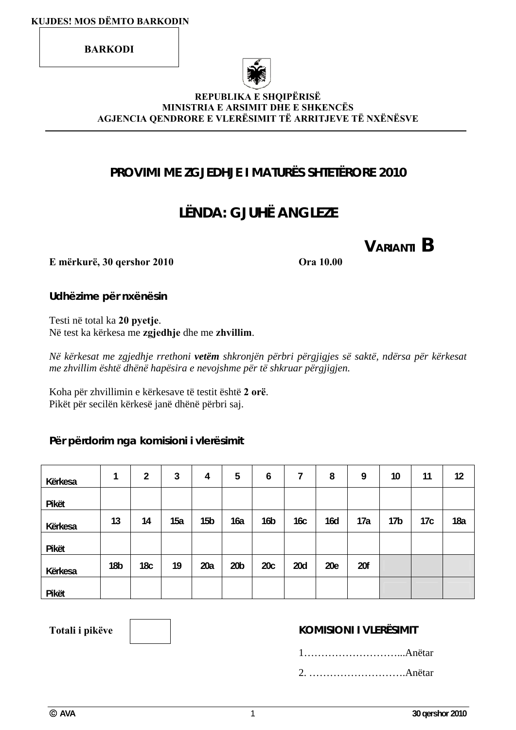KUJDES! MOS DËMTO BARKODIN

BARKODI

REPUBLIKA E SHQIPËRISË
MINISTRIA E ARSIMIT DHE E SHKENCËS
AGJENCIA QENDRORE E VLERËSIMIT TË ARRITJEVE TË NXËNËSVE

# PROVIMI ME ZGJEDHJE I MATURËS SHTETËRORE 2010

# LËNDA: GJUHË ANGLEZE

## VARIANTI B

**E mërkurë, 30 qershor 2010** **Ora 10.00**

### Udhëzime për nxënësin

Testi në total ka **20 pyetje**.
Në test ka kërkesa me **zgjedhje** dhe me **zhvillim**.

*Në kërkesat me zgjedhje rrethoni **vetëm** shkronjën përbri përgjigjes së saktë, ndërsa për kërkesat me zhvillim është dhënë hapësira e nevojshme për të shkruar përgjigjen.*

Koha për zhvillimin e kërkesave të testit është **2 orë**.
Pikët për secilën kërkesë janë dhënë përbri saj.

### Për përdorim nga komisioni i vlerësimit

| Kërkesa | 1 | 2 | 3 | 4 | 5 | 6 | 7 | 8 | 9 | 10 | 11 | 12 |
|---|---|---|---|---|---|---|---|---|---|---|---|---|
| Pikët | | | | | | | | | | | | |
| Kërkesa | 13 | 14 | 15a | 15b | 16a | 16b | 16c | 16d | 17a | 17b | 17c | 18a |
| Pikët | | | | | | | | | | | | |
| Kërkesa | 18b | 18c | 19 | 20a | 20b | 20c | 20d | 20e | 20f | | | |
| Pikët | | | | | | | | | | | | |

**Totali i pikëve**

**KOMISIONI I VLERËSIMIT**

1………………………...Anëtar

2. ……………………….Anëtar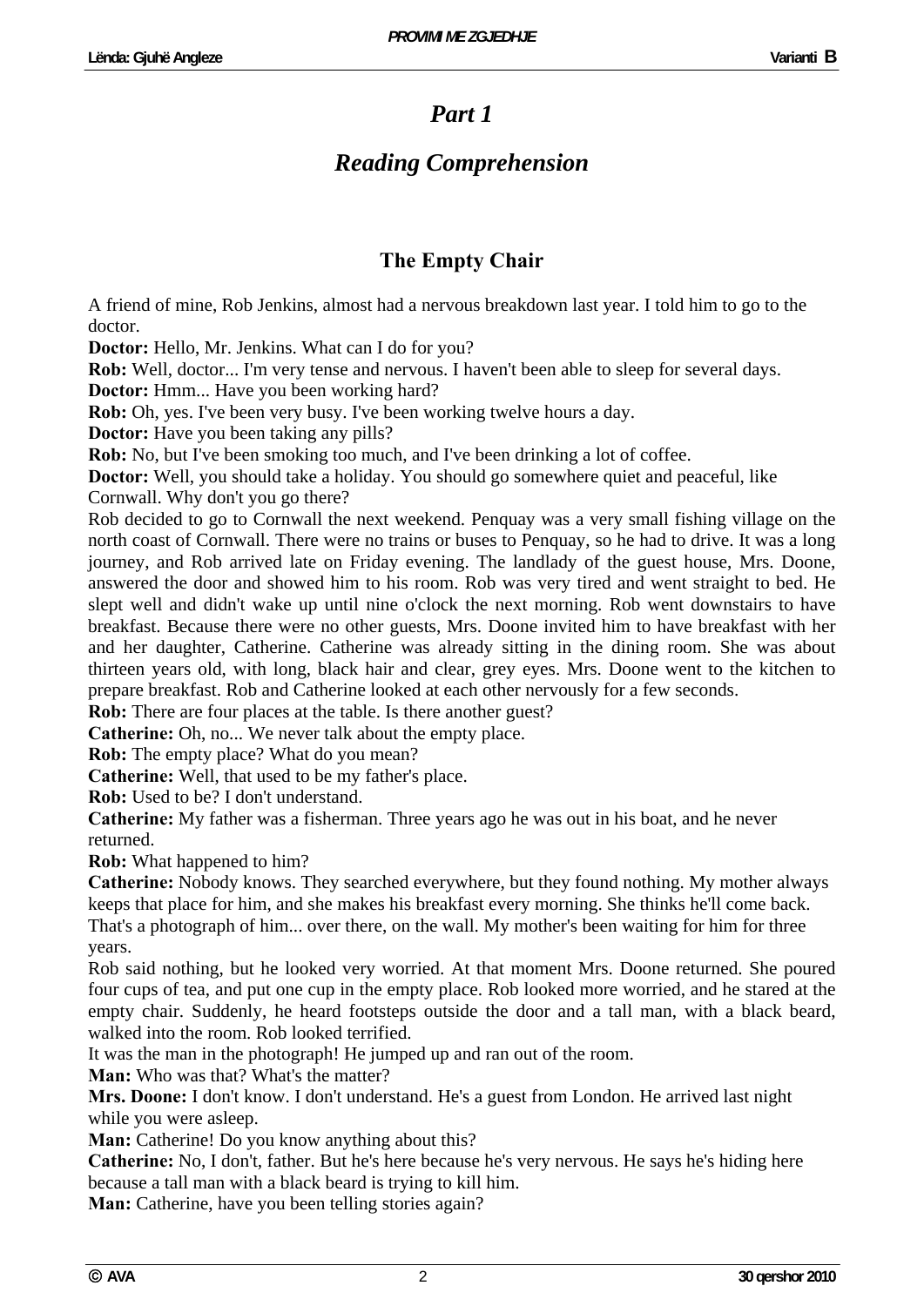# *Part 1*

# *Reading Comprehension*

## The Empty Chair

A friend of mine, Rob Jenkins, almost had a nervous breakdown last year. I told him to go to the doctor.

**Doctor:** Hello, Mr. Jenkins. What can I do for you?

**Rob:** Well, doctor... I'm very tense and nervous. I haven't been able to sleep for several days.

**Doctor:** Hmm... Have you been working hard?

**Rob:** Oh, yes. I've been very busy. I've been working twelve hours a day.

**Doctor:** Have you been taking any pills?

**Rob:** No, but I've been smoking too much, and I've been drinking a lot of coffee.

**Doctor:** Well, you should take a holiday. You should go somewhere quiet and peaceful, like Cornwall. Why don't you go there?

Rob decided to go to Cornwall the next weekend. Penquay was a very small fishing village on the north coast of Cornwall. There were no trains or buses to Penquay, so he had to drive. It was a long journey, and Rob arrived late on Friday evening. The landlady of the guest house, Mrs. Doone, answered the door and showed him to his room. Rob was very tired and went straight to bed. He slept well and didn't wake up until nine o'clock the next morning. Rob went downstairs to have breakfast. Because there were no other guests, Mrs. Doone invited him to have breakfast with her and her daughter, Catherine. Catherine was already sitting in the dining room. She was about thirteen years old, with long, black hair and clear, grey eyes. Mrs. Doone went to the kitchen to prepare breakfast. Rob and Catherine looked at each other nervously for a few seconds.

**Rob:** There are four places at the table. Is there another guest?

**Catherine:** Oh, no... We never talk about the empty place.

**Rob:** The empty place? What do you mean?

**Catherine:** Well, that used to be my father's place.

**Rob:** Used to be? I don't understand.

**Catherine:** My father was a fisherman. Three years ago he was out in his boat, and he never returned.

**Rob:** What happened to him?

**Catherine:** Nobody knows. They searched everywhere, but they found nothing. My mother always keeps that place for him, and she makes his breakfast every morning. She thinks he'll come back. That's a photograph of him... over there, on the wall. My mother's been waiting for him for three years.

Rob said nothing, but he looked very worried. At that moment Mrs. Doone returned. She poured four cups of tea, and put one cup in the empty place. Rob looked more worried, and he stared at the empty chair. Suddenly, he heard footsteps outside the door and a tall man, with a black beard, walked into the room. Rob looked terrified.

It was the man in the photograph! He jumped up and ran out of the room.

**Man:** Who was that? What's the matter?

**Mrs. Doone:** I don't know. I don't understand. He's a guest from London. He arrived last night while you were asleep.

**Man:** Catherine! Do you know anything about this?

**Catherine:** No, I don't, father. But he's here because he's very nervous. He says he's hiding here because a tall man with a black beard is trying to kill him.

**Man:** Catherine, have you been telling stories again?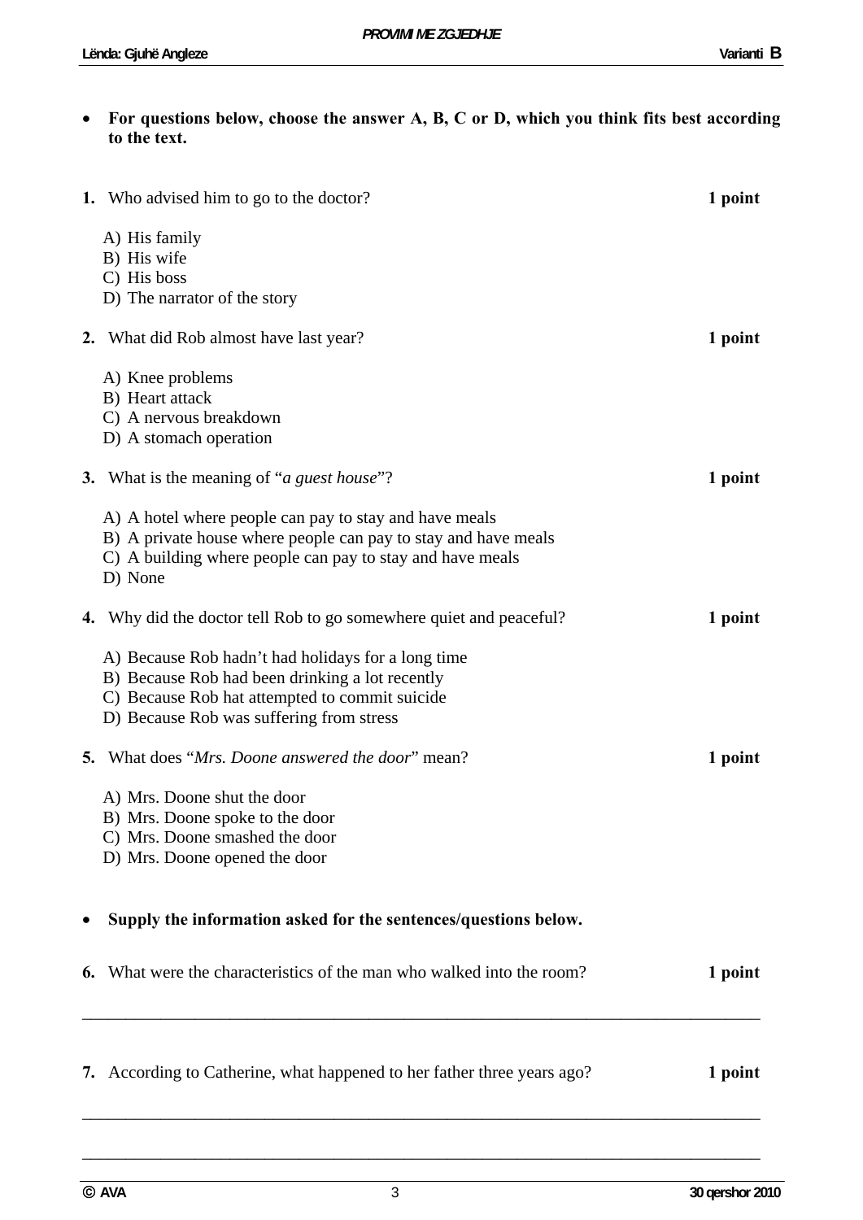- **For questions below, choose the answer A, B, C or D, which you think fits best according to the text.**

**1.** Who advised him to go to the doctor? **1 point**

A) His family
B) His wife
C) His boss
D) The narrator of the story

**2.** What did Rob almost have last year? **1 point**

A) Knee problems
B) Heart attack
C) A nervous breakdown
D) A stomach operation

**3.** What is the meaning of "*a guest house*"? **1 point**

A) A hotel where people can pay to stay and have meals
B) A private house where people can pay to stay and have meals
C) A building where people can pay to stay and have meals
D) None

**4.** Why did the doctor tell Rob to go somewhere quiet and peaceful? **1 point**

A) Because Rob hadn't had holidays for a long time
B) Because Rob had been drinking a lot recently
C) Because Rob hat attempted to commit suicide
D) Because Rob was suffering from stress

**5.** What does "*Mrs. Doone answered the door*" mean? **1 point**

A) Mrs. Doone shut the door
B) Mrs. Doone spoke to the door
C) Mrs. Doone smashed the door
D) Mrs. Doone opened the door

- **Supply the information asked for the sentences/questions below.**

**6.** What were the characteristics of the man who walked into the room? **1 point**

___________________________________________________________________________

**7.** According to Catherine, what happened to her father three years ago? **1 point**

___________________________________________________________________________

___________________________________________________________________________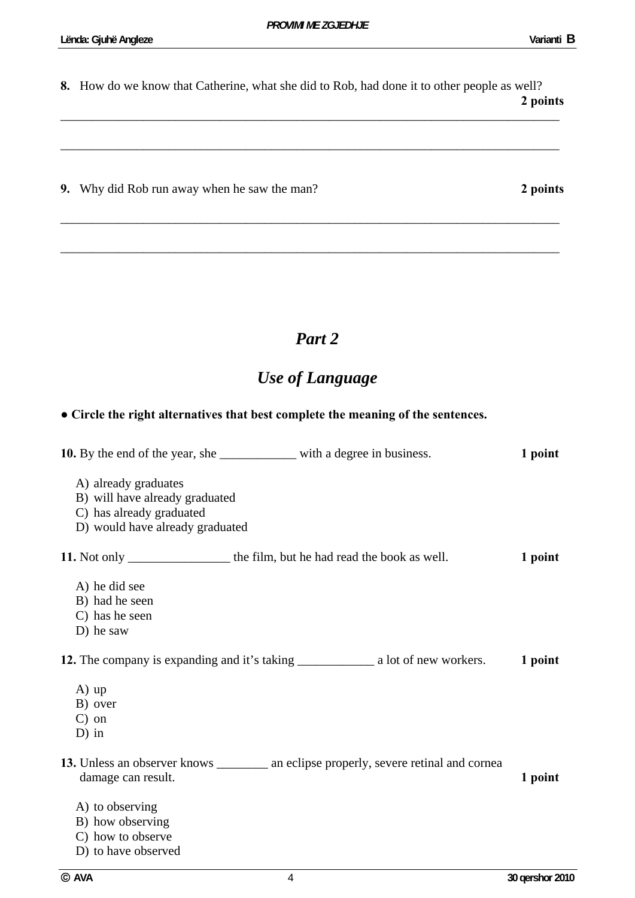**8.** How do we know that Catherine, what she did to Rob, had done it to other people as well? **2 points**

________________________________________________________________________________

________________________________________________________________________________

**9.** Why did Rob run away when he saw the man? **2 points**

________________________________________________________________________________

________________________________________________________________________________

# *Part 2*

## *Use of Language*

**● Circle the right alternatives that best complete the meaning of the sentences.**

**10.** By the end of the year, she ____________ with a degree in business. **1 point**

A) already graduates
B) will have already graduated
C) has already graduated
D) would have already graduated

**11.** Not only ________________ the film, but he had read the book as well. **1 point**

A) he did see
B) had he seen
C) has he seen
D) he saw

**12.** The company is expanding and it's taking ____________ a lot of new workers. **1 point**

A) up
B) over
C) on
D) in

**13.** Unless an observer knows ________ an eclipse properly, severe retinal and cornea damage can result. **1 point**

A) to observing
B) how observing
C) how to observe
D) to have observed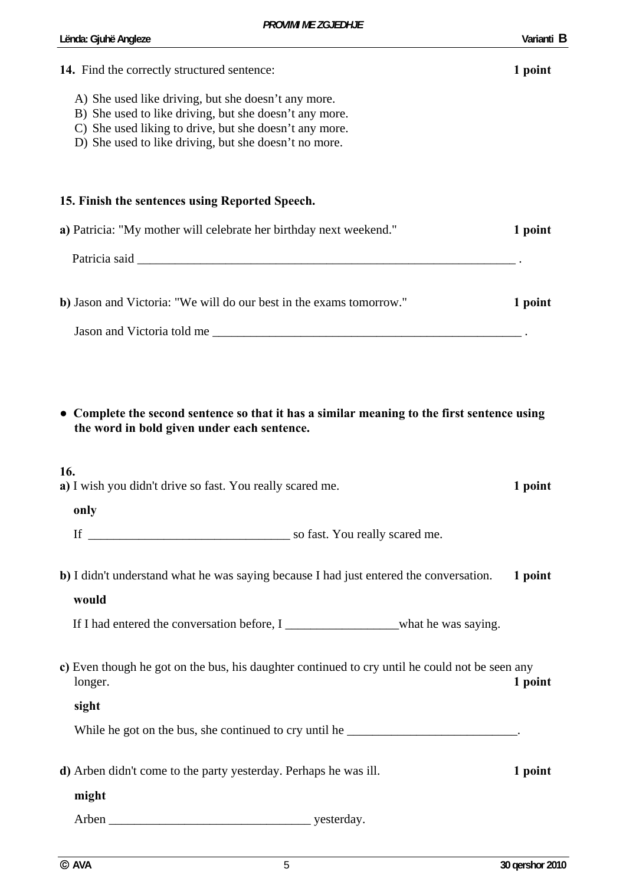**14.** Find the correctly structured sentence: **1 point**

A) She used like driving, but she doesn't any more.
B) She used to like driving, but she doesn't any more.
C) She used liking to drive, but she doesn't any more.
D) She used to like driving, but she doesn't no more.

**15. Finish the sentences using Reported Speech.**

**a)** Patricia: "My mother will celebrate her birthday next weekend." **1 point**

Patricia said _______________________________________________________________ .

**b)** Jason and Victoria: "We will do our best in the exams tomorrow." **1 point**

Jason and Victoria told me ___________________________________________________ .

- **Complete the second sentence so that it has a similar meaning to the first sentence using the word in bold given under each sentence.**

**16.**

**a)** I wish you didn't drive so fast. You really scared me. **1 point**

**only**

If ________________________________ so fast. You really scared me.

**b)** I didn't understand what he was saying because I had just entered the conversation. **1 point**

**would**

If I had entered the conversation before, I __________________what he was saying.

**c)** Even though he got on the bus, his daughter continued to cry until he could not be seen any longer. **1 point**

**sight**

While he got on the bus, she continued to cry until he ___________________________.

**d)** Arben didn't come to the party yesterday. Perhaps he was ill. **1 point**

**might**

Arben ________________________________ yesterday.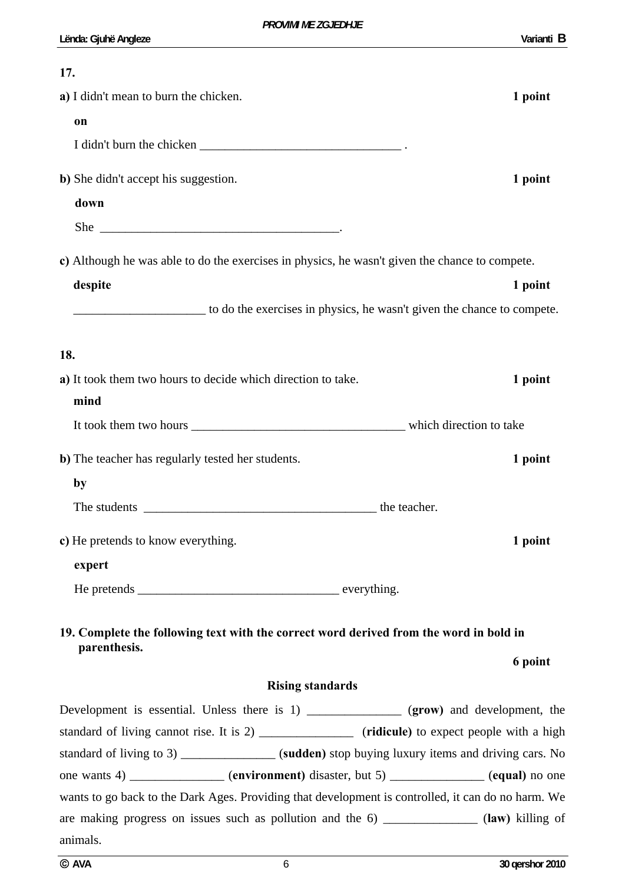**17.**

**a)** I didn't mean to burn the chicken. **1 point**

**on**

I didn't burn the chicken ________________________________ .

**b)** She didn't accept his suggestion. **1 point**

**down**

She ______________________________________.

**c)** Although he was able to do the exercises in physics, he wasn't given the chance to compete.

**despite** **1 point**

_____________________ to do the exercises in physics, he wasn't given the chance to compete.

**18.**

**a)** It took them two hours to decide which direction to take. **1 point**

**mind**

It took them two hours __________________________________ which direction to take

**b)** The teacher has regularly tested her students. **1 point**

**by**

The students _____________________________________ the teacher.

**c)** He pretends to know everything. **1 point**

**expert**

He pretends ________________________________ everything.

**19. Complete the following text with the correct word derived from the word in bold in parenthesis.**

**6 point**

**Rising standards**

Development is essential. Unless there is 1) _______________ (**grow**) and development, the standard of living cannot rise. It is 2) _______________ (**ridicule**) to expect people with a high standard of living to 3) _______________ (**sudden**) stop buying luxury items and driving cars. No one wants 4) _______________ (**environment**) disaster, but 5) _______________ (**equal**) no one wants to go back to the Dark Ages. Providing that development is controlled, it can do no harm. We are making progress on issues such as pollution and the 6) _______________ (**law**) killing of animals.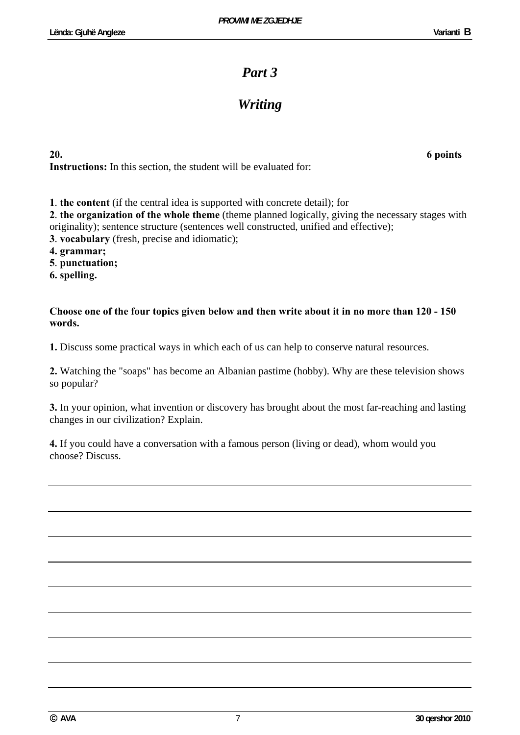## *Part 3*

## *Writing*

**20.** **6 points**

**Instructions:** In this section, the student will be evaluated for:

**1**. **the content** (if the central idea is supported with concrete detail); for
**2**. **the organization of the whole theme** (theme planned logically, giving the necessary stages with originality); sentence structure (sentences well constructed, unified and effective);
**3**. **vocabulary** (fresh, precise and idiomatic);
**4. grammar;**
**5**. **punctuation;**
**6. spelling.**

**Choose one of the four topics given below and then write about it in no more than 120 - 150 words.**

**1.** Discuss some practical ways in which each of us can help to conserve natural resources.

**2.** Watching the "soaps" has become an Albanian pastime (hobby). Why are these television shows so popular?

**3.** In your opinion, what invention or discovery has brought about the most far-reaching and lasting changes in our civilization? Explain.

**4.** If you could have a conversation with a famous person (living or dead), whom would you choose? Discuss.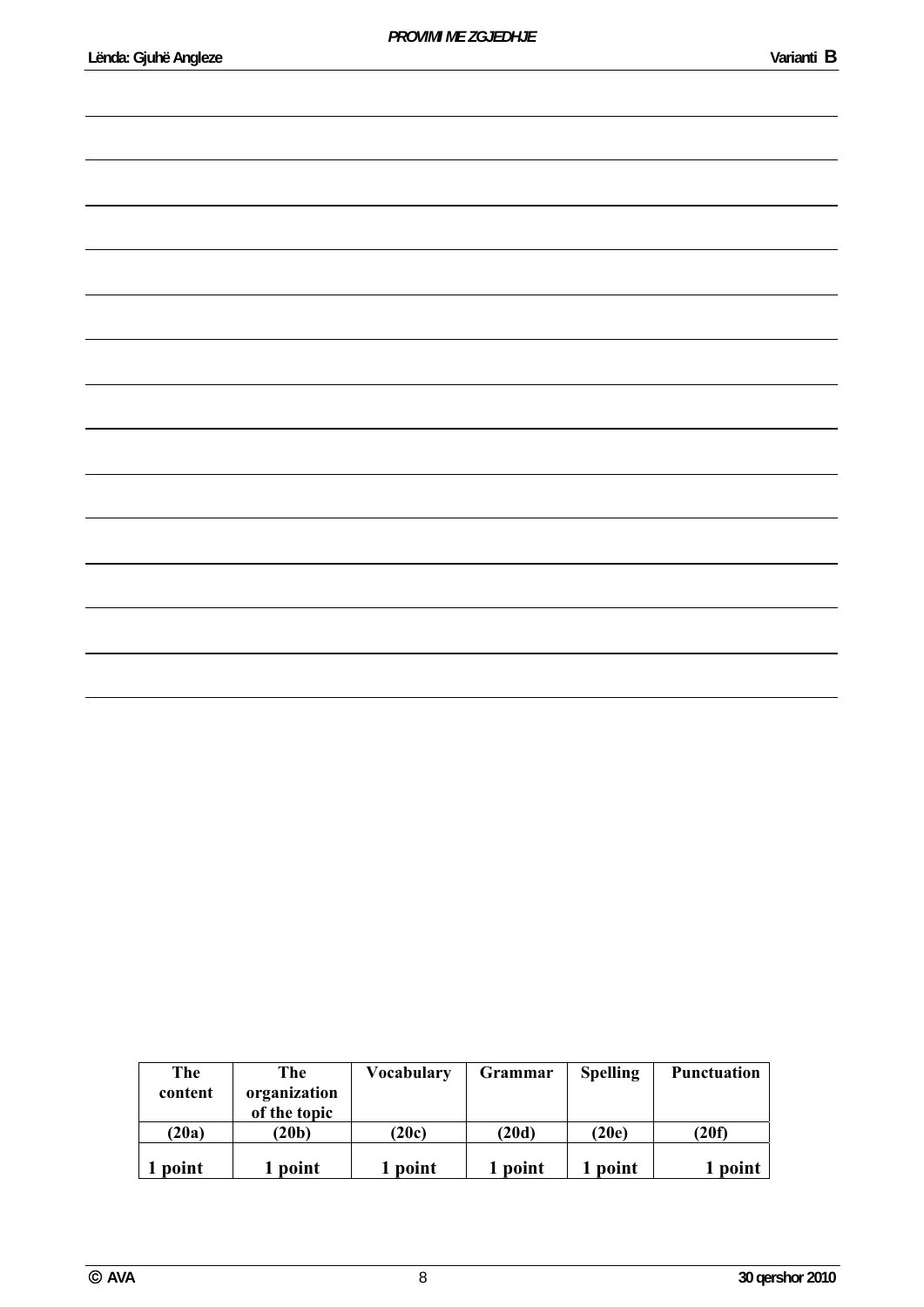| The content | The organization of the topic | Vocabulary | Grammar | Spelling | Punctuation |
|---|---|---|---|---|---|
| (20a) | (20b) | (20c) | (20d) | (20e) | (20f) |
| 1 point | 1 point | 1 point | 1 point | 1 point | 1 point |